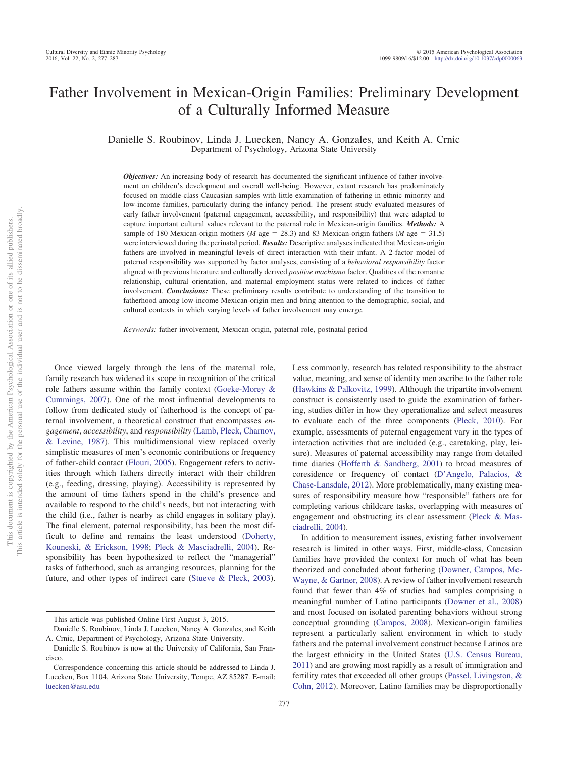# Father Involvement in Mexican-Origin Families: Preliminary Development of a Culturally Informed Measure

Danielle S. Roubinov, Linda J. Luecken, Nancy A. Gonzales, and Keith A. Crnic
Department of Psychology, Arizona State University

***Objectives:*** An increasing body of research has documented the significant influence of father involvement on children's development and overall well-being. However, extant research has predominately focused on middle-class Caucasian samples with little examination of fathering in ethnic minority and low-income families, particularly during the infancy period. The present study evaluated measures of early father involvement (paternal engagement, accessibility, and responsibility) that were adapted to capture important cultural values relevant to the paternal role in Mexican-origin families. ***Methods:*** A sample of 180 Mexican-origin mothers (*M* age = 28.3) and 83 Mexican-origin fathers (*M* age = 31.5) were interviewed during the perinatal period. ***Results:*** Descriptive analyses indicated that Mexican-origin fathers are involved in meaningful levels of direct interaction with their infant. A 2-factor model of paternal responsibility was supported by factor analyses, consisting of a *behavioral responsibility* factor aligned with previous literature and culturally derived *positive machismo* factor. Qualities of the romantic relationship, cultural orientation, and maternal employment status were related to indices of father involvement. ***Conclusions:*** These preliminary results contribute to understanding of the transition to fatherhood among low-income Mexican-origin men and bring attention to the demographic, social, and cultural contexts in which varying levels of father involvement may emerge.

*Keywords:* father involvement, Mexican origin, paternal role, postnatal period

Once viewed largely through the lens of the maternal role, family research has widened its scope in recognition of the critical role fathers assume within the family context (Goeke-Morey & Cummings, 2007). One of the most influential developments to follow from dedicated study of fatherhood is the concept of paternal involvement, a theoretical construct that encompasses *engagement*, *accessibility*, and *responsibility* (Lamb, Pleck, Charnov, & Levine, 1987). This multidimensional view replaced overly simplistic measures of men's economic contributions or frequency of father-child contact (Flouri, 2005). Engagement refers to activities through which fathers directly interact with their children (e.g., feeding, dressing, playing). Accessibility is represented by the amount of time fathers spend in the child's presence and available to respond to the child's needs, but not interacting with the child (i.e., father is nearby as child engages in solitary play). The final element, paternal responsibility, has been the most difficult to define and remains the least understood (Doherty, Kouneski, & Erickson, 1998; Pleck & Masciadrelli, 2004). Responsibility has been hypothesized to reflect the "managerial" tasks of fatherhood, such as arranging resources, planning for the future, and other types of indirect care (Stueve & Pleck, 2003). Less commonly, research has related responsibility to the abstract value, meaning, and sense of identity men ascribe to the father role (Hawkins & Palkovitz, 1999). Although the tripartite involvement construct is consistently used to guide the examination of fathering, studies differ in how they operationalize and select measures to evaluate each of the three components (Pleck, 2010). For example, assessments of paternal engagement vary in the types of interaction activities that are included (e.g., caretaking, play, leisure). Measures of paternal accessibility may range from detailed time diaries (Hofferth & Sandberg, 2001) to broad measures of coresidence or frequency of contact (D'Angelo, Palacios, & Chase-Lansdale, 2012). More problematically, many existing measures of responsibility measure how "responsible" fathers are for completing various childcare tasks, overlapping with measures of engagement and obstructing its clear assessment (Pleck & Masciadrelli, 2004).

In addition to measurement issues, existing father involvement research is limited in other ways. First, middle-class, Caucasian families have provided the context for much of what has been theorized and concluded about fathering (Downer, Campos, McWayne, & Gartner, 2008). A review of father involvement research found that fewer than 4% of studies had samples comprising a meaningful number of Latino participants (Downer et al., 2008) and most focused on isolated parenting behaviors without strong conceptual grounding (Campos, 2008). Mexican-origin families represent a particularly salient environment in which to study fathers and the paternal involvement construct because Latinos are the largest ethnicity in the United States (U.S. Census Bureau, 2011) and are growing most rapidly as a result of immigration and fertility rates that exceeded all other groups (Passel, Livingston, & Cohn, 2012). Moreover, Latino families may be disproportionally

---

This article was published Online First August 3, 2015.

Danielle S. Roubinov, Linda J. Luecken, Nancy A. Gonzales, and Keith A. Crnic, Department of Psychology, Arizona State University.

Danielle S. Roubinov is now at the University of California, San Francisco.

Correspondence concerning this article should be addressed to Linda J. Luecken, Box 1104, Arizona State University, Tempe, AZ 85287. E-mail: luecken@asu.edu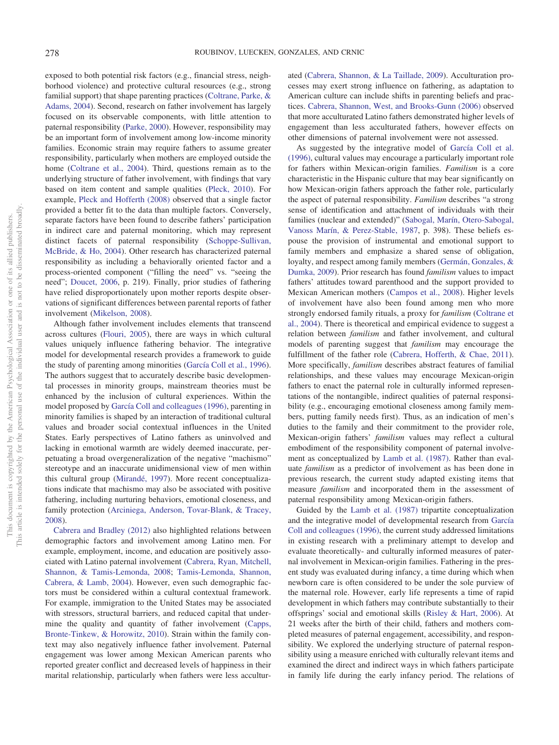exposed to both potential risk factors (e.g., financial stress, neighborhood violence) and protective cultural resources (e.g., strong familial support) that shape parenting practices (Coltrane, Parke, & Adams, 2004). Second, research on father involvement has largely focused on its observable components, with little attention to paternal responsibility (Parke, 2000). However, responsibility may be an important form of involvement among low-income minority families. Economic strain may require fathers to assume greater responsibility, particularly when mothers are employed outside the home (Coltrane et al., 2004). Third, questions remain as to the underlying structure of father involvement, with findings that vary based on item content and sample qualities (Pleck, 2010). For example, Pleck and Hofferth (2008) observed that a single factor provided a better fit to the data than multiple factors. Conversely, separate factors have been found to describe fathers' participation in indirect care and paternal monitoring, which may represent distinct facets of paternal responsibility (Schoppe-Sullivan, McBride, & Ho, 2004). Other research has characterized paternal responsibility as including a behaviorally oriented factor and a process-oriented component ("filling the need" vs. "seeing the need"; Doucet, 2006, p. 219). Finally, prior studies of fathering have relied disproportionately upon mother reports despite observations of significant differences between parental reports of father involvement (Mikelson, 2008).

Although father involvement includes elements that transcend across cultures (Flouri, 2005), there are ways in which cultural values uniquely influence fathering behavior. The integrative model for developmental research provides a framework to guide the study of parenting among minorities (García Coll et al., 1996). The authors suggest that to accurately describe basic developmental processes in minority groups, mainstream theories must be enhanced by the inclusion of cultural experiences. Within the model proposed by García Coll and colleagues (1996), parenting in minority families is shaped by an interaction of traditional cultural values and broader social contextual influences in the United States. Early perspectives of Latino fathers as uninvolved and lacking in emotional warmth are widely deemed inaccurate, perpetuating a broad overgeneralization of the negative "machismo" stereotype and an inaccurate unidimensional view of men within this cultural group (Mirandé, 1997). More recent conceptualizations indicate that machismo may also be associated with positive fathering, including nurturing behaviors, emotional closeness, and family protection (Arciniega, Anderson, Tovar-Blank, & Tracey, 2008).

Cabrera and Bradley (2012) also highlighted relations between demographic factors and involvement among Latino men. For example, employment, income, and education are positively associated with Latino paternal involvement (Cabrera, Ryan, Mitchell, Shannon, & Tamis-Lemonda, 2008; Tamis-Lemonda, Shannon, Cabrera, & Lamb, 2004). However, even such demographic factors must be considered within a cultural contextual framework. For example, immigration to the United States may be associated with stressors, structural barriers, and reduced capital that undermine the quality and quantity of father involvement (Capps, Bronte-Tinkew, & Horowitz, 2010). Strain within the family context may also negatively influence father involvement. Paternal engagement was lower among Mexican American parents who reported greater conflict and decreased levels of happiness in their marital relationship, particularly when fathers were less acculturated (Cabrera, Shannon, & La Taillade, 2009). Acculturation processes may exert strong influence on fathering, as adaptation to American culture can include shifts in parenting beliefs and practices. Cabrera, Shannon, West, and Brooks-Gunn (2006) observed that more acculturated Latino fathers demonstrated higher levels of engagement than less acculturated fathers, however effects on other dimensions of paternal involvement were not assessed.

As suggested by the integrative model of García Coll et al. (1996), cultural values may encourage a particularly important role for fathers within Mexican-origin families. *Familism* is a core characteristic in the Hispanic culture that may bear significantly on how Mexican-origin fathers approach the father role, particularly the aspect of paternal responsibility. *Familism* describes "a strong sense of identification and attachment of individuals with their families (nuclear and extended)" (Sabogal, Marín, Otero-Sabogal, Vanoss Marín, & Perez-Stable, 1987, p. 398). These beliefs espouse the provision of instrumental and emotional support to family members and emphasize a shared sense of obligation, loyalty, and respect among family members (Germán, Gonzales, & Dumka, 2009). Prior research has found *familism* values to impact fathers' attitudes toward parenthood and the support provided to Mexican American mothers (Campos et al., 2008). Higher levels of involvement have also been found among men who more strongly endorsed family rituals, a proxy for *familism* (Coltrane et al., 2004). There is theoretical and empirical evidence to suggest a relation between *familism* and father involvement, and cultural models of parenting suggest that *familism* may encourage the fulfillment of the father role (Cabrera, Hofferth, & Chae, 2011). More specifically, *familism* describes abstract features of familial relationships, and these values may encourage Mexican-origin fathers to enact the paternal role in culturally informed representations of the nontangible, indirect qualities of paternal responsibility (e.g., encouraging emotional closeness among family members, putting family needs first). Thus, as an indication of men's duties to the family and their commitment to the provider role, Mexican-origin fathers' *familism* values may reflect a cultural embodiment of the responsibility component of paternal involvement as conceptualized by Lamb et al. (1987). Rather than evaluate *familism* as a predictor of involvement as has been done in previous research, the current study adapted existing items that measure *familism* and incorporated them in the assessment of paternal responsibility among Mexican-origin fathers.

Guided by the Lamb et al. (1987) tripartite conceptualization and the integrative model of developmental research from García Coll and colleagues (1996), the current study addressed limitations in existing research with a preliminary attempt to develop and evaluate theoretically- and culturally informed measures of paternal involvement in Mexican-origin families. Fathering in the present study was evaluated during infancy, a time during which when newborn care is often considered to be under the sole purview of the maternal role. However, early life represents a time of rapid development in which fathers may contribute substantially to their offsprings' social and emotional skills (Risley & Hart, 2006). At 21 weeks after the birth of their child, fathers and mothers completed measures of paternal engagement, accessibility, and responsibility. We explored the underlying structure of paternal responsibility using a measure enriched with culturally relevant items and examined the direct and indirect ways in which fathers participate in family life during the early infancy period. The relations of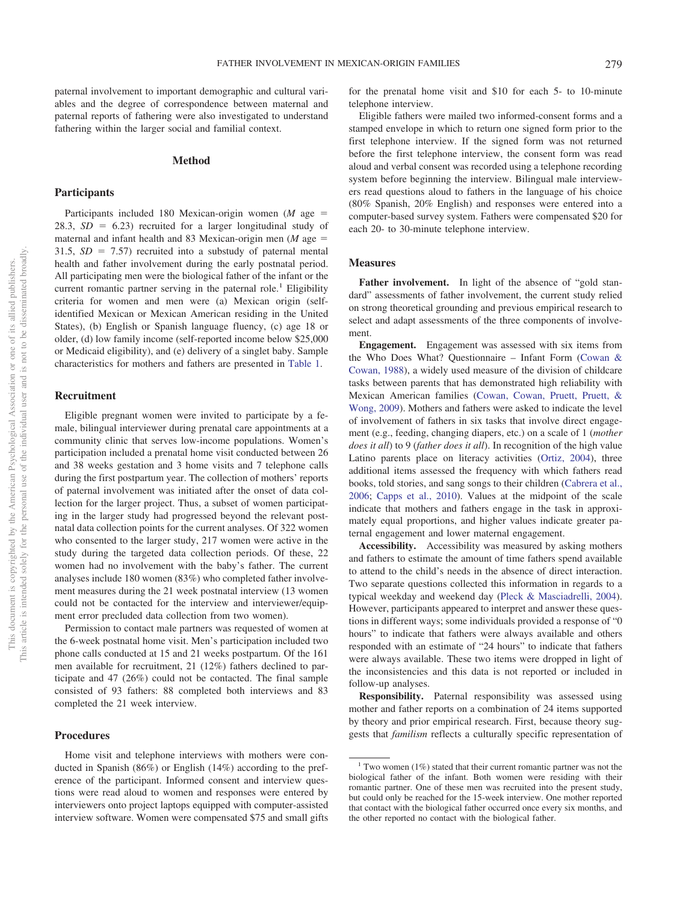paternal involvement to important demographic and cultural variables and the degree of correspondence between maternal and paternal reports of fathering were also investigated to understand fathering within the larger social and familial context.

## Method

### Participants

Participants included 180 Mexican-origin women (*M* age = 28.3, *SD* = 6.23) recruited for a larger longitudinal study of maternal and infant health and 83 Mexican-origin men (*M* age = 31.5, *SD* = 7.57) recruited into a substudy of paternal mental health and father involvement during the early postnatal period. All participating men were the biological father of the infant or the current romantic partner serving in the paternal role.[1] Eligibility criteria for women and men were (a) Mexican origin (self-identified Mexican or Mexican American residing in the United States), (b) English or Spanish language fluency, (c) age 18 or older, (d) low family income (self-reported income below $25,000 or Medicaid eligibility), and (e) delivery of a singlet baby. Sample characteristics for mothers and fathers are presented in Table 1.

### Recruitment

Eligible pregnant women were invited to participate by a female, bilingual interviewer during prenatal care appointments at a community clinic that serves low-income populations. Women's participation included a prenatal home visit conducted between 26 and 38 weeks gestation and 3 home visits and 7 telephone calls during the first postpartum year. The collection of mothers' reports of paternal involvement was initiated after the onset of data collection for the larger project. Thus, a subset of women participating in the larger study had progressed beyond the relevant postnatal data collection points for the current analyses. Of 322 women who consented to the larger study, 217 women were active in the study during the targeted data collection periods. Of these, 22 women had no involvement with the baby's father. The current analyses include 180 women (83%) who completed father involvement measures during the 21 week postnatal interview (13 women could not be contacted for the interview and interviewer/equipment error precluded data collection from two women).

Permission to contact male partners was requested of women at the 6-week postnatal home visit. Men's participation included two phone calls conducted at 15 and 21 weeks postpartum. Of the 161 men available for recruitment, 21 (12%) fathers declined to participate and 47 (26%) could not be contacted. The final sample consisted of 93 fathers: 88 completed both interviews and 83 completed the 21 week interview.

### Procedures

Home visit and telephone interviews with mothers were conducted in Spanish (86%) or English (14%) according to the preference of the participant. Informed consent and interview questions were read aloud to women and responses were entered by interviewers onto project laptops equipped with computer-assisted interview software. Women were compensated $75 and small gifts for the prenatal home visit and $10 for each 5- to 10-minute telephone interview.

Eligible fathers were mailed two informed-consent forms and a stamped envelope in which to return one signed form prior to the first telephone interview. If the signed form was not returned before the first telephone interview, the consent form was read aloud and verbal consent was recorded using a telephone recording system before beginning the interview. Bilingual male interviewers read questions aloud to fathers in the language of his choice (80% Spanish, 20% English) and responses were entered into a computer-based survey system. Fathers were compensated $20 for each 20- to 30-minute telephone interview.

### Measures

**Father involvement.** In light of the absence of "gold standard" assessments of father involvement, the current study relied on strong theoretical grounding and previous empirical research to select and adapt assessments of the three components of involvement.

**Engagement.** Engagement was assessed with six items from the Who Does What? Questionnaire – Infant Form (Cowan & Cowan, 1988), a widely used measure of the division of childcare tasks between parents that has demonstrated high reliability with Mexican American families (Cowan, Cowan, Pruett, Pruett, & Wong, 2009). Mothers and fathers were asked to indicate the level of involvement of fathers in six tasks that involve direct engagement (e.g., feeding, changing diapers, etc.) on a scale of 1 (*mother does it all*) to 9 (*father does it all*). In recognition of the high value Latino parents place on literacy activities (Ortiz, 2004), three additional items assessed the frequency with which fathers read books, told stories, and sang songs to their children (Cabrera et al., 2006; Capps et al., 2010). Values at the midpoint of the scale indicate that mothers and fathers engage in the task in approximately equal proportions, and higher values indicate greater paternal engagement and lower maternal engagement.

**Accessibility.** Accessibility was measured by asking mothers and fathers to estimate the amount of time fathers spend available to attend to the child's needs in the absence of direct interaction. Two separate questions collected this information in regards to a typical weekday and weekend day (Pleck & Masciadrelli, 2004). However, participants appeared to interpret and answer these questions in different ways; some individuals provided a response of "0 hours" to indicate that fathers were always available and others responded with an estimate of "24 hours" to indicate that fathers were always available. These two items were dropped in light of the inconsistencies and this data is not reported or included in follow-up analyses.

**Responsibility.** Paternal responsibility was assessed using mother and father reports on a combination of 24 items supported by theory and prior empirical research. First, because theory suggests that *familism* reflects a culturally specific representation of

[1] Two women (1%) stated that their current romantic partner was not the biological father of the infant. Both women were residing with their romantic partner. One of these men was recruited into the present study, but could only be reached for the 15-week interview. One mother reported that contact with the biological father occurred once every six months, and the other reported no contact with the biological father.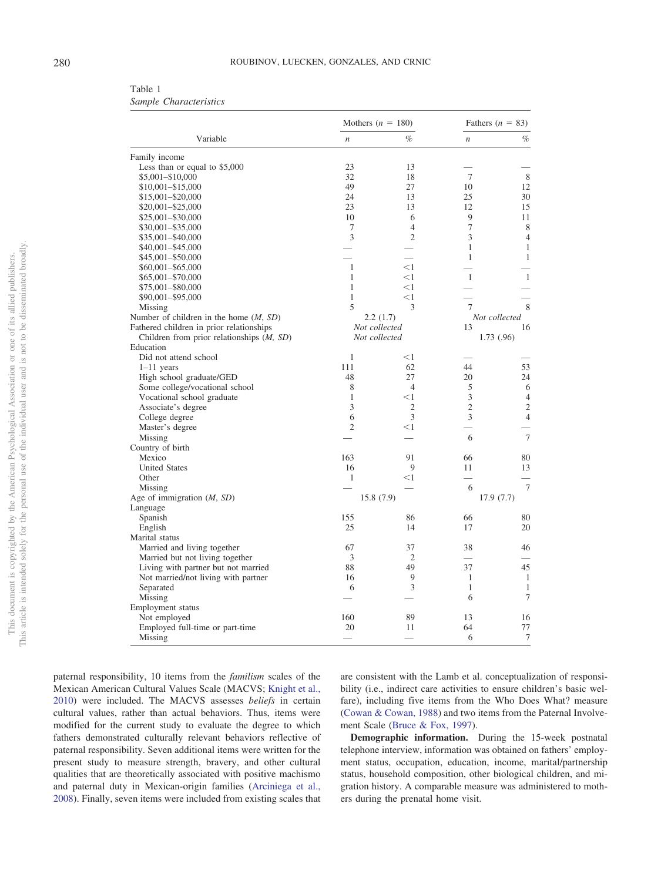Table 1
*Sample Characteristics*

| Variable | Mothers ($n$ = 180) | | Fathers ($n$ = 83) | |
|---|---|---|---|---|
| | $n$ | % | $n$ | % |
| Family income | | | | |
| Less than or equal to $5,000 | 23 | 13 | — | — |
| $5,001–$10,000 | 32 | 18 | 7 | 8 |
| $10,001–$15,000 | 49 | 27 | 10 | 12 |
| $15,001–$20,000 | 24 | 13 | 25 | 30 |
| $20,001–$25,000 | 23 | 13 | 12 | 15 |
| $25,001–$30,000 | 10 | 6 | 9 | 11 |
| $30,001–$35,000 | 7 | 4 | 7 | 8 |
| $35,001–$40,000 | 3 | 2 | 3 | 4 |
| $40,001–$45,000 | — | — | 1 | 1 |
| $45,001–$50,000 | — | — | 1 | 1 |
| $60,001–$65,000 | 1 | <1 | — | — |
| $65,001–$70,000 | 1 | <1 | 1 | 1 |
| $75,001–$80,000 | 1 | <1 | — | — |
| $90,001–$95,000 | 1 | <1 | — | — |
| Missing | 5 | 3 | 7 | 8 |
| Number of children in the home (*M*, *SD*) | 2.2 (1.7) | | *Not collected* | |
| Fathered children in prior relationships | *Not collected* | | 13 | 16 |
| Children from prior relationships (*M*, *SD*) | *Not collected* | | 1.73 (.96) | |
| Education | | | | |
| Did not attend school | 1 | <1 | — | — |
| 1–11 years | 111 | 62 | 44 | 53 |
| High school graduate/GED | 48 | 27 | 20 | 24 |
| Some college/vocational school | 8 | 4 | 5 | 6 |
| Vocational school graduate | 1 | <1 | 3 | 4 |
| Associate's degree | 3 | 2 | 2 | 2 |
| College degree | 6 | 3 | 3 | 4 |
| Master's degree | 2 | <1 | — | — |
| Missing | — | — | 6 | 7 |
| Country of birth | | | | |
| Mexico | 163 | 91 | 66 | 80 |
| United States | 16 | 9 | 11 | 13 |
| Other | 1 | <1 | — | — |
| Missing | — | — | 6 | 7 |
| Age of immigration (*M*, *SD*) | 15.8 (7.9) | | 17.9 (7.7) | |
| Language | | | | |
| Spanish | 155 | 86 | 66 | 80 |
| English | 25 | 14 | 17 | 20 |
| Marital status | | | | |
| Married and living together | 67 | 37 | 38 | 46 |
| Married but not living together | 3 | 2 | — | — |
| Living with partner but not married | 88 | 49 | 37 | 45 |
| Not married/not living with partner | 16 | 9 | 1 | 1 |
| Separated | 6 | 3 | 1 | 1 |
| Missing | — | — | 6 | 7 |
| Employment status | | | | |
| Not employed | 160 | 89 | 13 | 16 |
| Employed full-time or part-time | 20 | 11 | 64 | 77 |
| Missing | — | — | 6 | 7 |

paternal responsibility, 10 items from the *familism* scales of the Mexican American Cultural Values Scale (MACVS; Knight et al., 2010) were included. The MACVS assesses *beliefs* in certain cultural values, rather than actual behaviors. Thus, items were modified for the current study to evaluate the degree to which fathers demonstrated culturally relevant behaviors reflective of paternal responsibility. Seven additional items were written for the present study to measure strength, bravery, and other cultural qualities that are theoretically associated with positive machismo and paternal duty in Mexican-origin families (Arciniega et al., 2008). Finally, seven items were included from existing scales that are consistent with the Lamb et al. conceptualization of responsibility (i.e., indirect care activities to ensure children's basic welfare), including five items from the Who Does What? measure (Cowan & Cowan, 1988) and two items from the Paternal Involvement Scale (Bruce & Fox, 1997).

**Demographic information.** During the 15-week postnatal telephone interview, information was obtained on fathers' employment status, occupation, education, income, marital/partnership status, household composition, other biological children, and migration history. A comparable measure was administered to mothers during the prenatal home visit.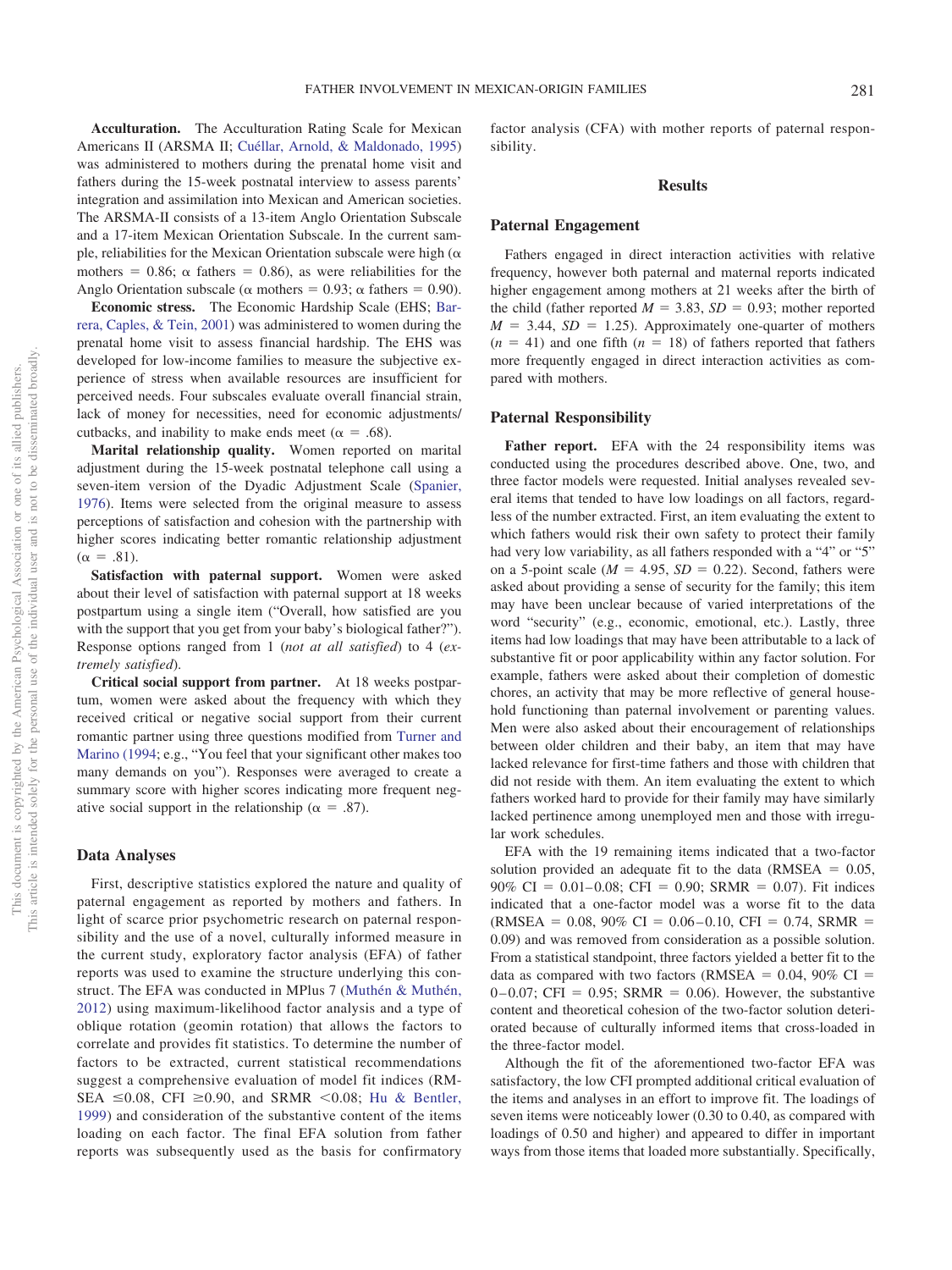**Acculturation.** The Acculturation Rating Scale for Mexican Americans II (ARSMA II; Cuéllar, Arnold, & Maldonado, 1995) was administered to mothers during the prenatal home visit and fathers during the 15-week postnatal interview to assess parents' integration and assimilation into Mexican and American societies. The ARSMA-II consists of a 13-item Anglo Orientation Subscale and a 17-item Mexican Orientation Subscale. In the current sample, reliabilities for the Mexican Orientation subscale were high ($\alpha$ mothers = 0.86; $\alpha$ fathers = 0.86), as were reliabilities for the Anglo Orientation subscale ($\alpha$ mothers = 0.93; $\alpha$ fathers = 0.90).

**Economic stress.** The Economic Hardship Scale (EHS; Barrera, Caples, & Tein, 2001) was administered to women during the prenatal home visit to assess financial hardship. The EHS was developed for low-income families to measure the subjective experience of stress when available resources are insufficient for perceived needs. Four subscales evaluate overall financial strain, lack of money for necessities, need for economic adjustments/cutbacks, and inability to make ends meet ($\alpha$ = .68).

**Marital relationship quality.** Women reported on marital adjustment during the 15-week postnatal telephone call using a seven-item version of the Dyadic Adjustment Scale (Spanier, 1976). Items were selected from the original measure to assess perceptions of satisfaction and cohesion with the partnership with higher scores indicating better romantic relationship adjustment ($\alpha$ = .81).

**Satisfaction with paternal support.** Women were asked about their level of satisfaction with paternal support at 18 weeks postpartum using a single item ("Overall, how satisfied are you with the support that you get from your baby's biological father?"). Response options ranged from 1 (*not at all satisfied*) to 4 (*extremely satisfied*).

**Critical social support from partner.** At 18 weeks postpartum, women were asked about the frequency with which they received critical or negative social support from their current romantic partner using three questions modified from Turner and Marino (1994; e.g., "You feel that your significant other makes too many demands on you"). Responses were averaged to create a summary score with higher scores indicating more frequent negative social support in the relationship ($\alpha$ = .87).

## Data Analyses

First, descriptive statistics explored the nature and quality of paternal engagement as reported by mothers and fathers. In light of scarce prior psychometric research on paternal responsibility and the use of a novel, culturally informed measure in the current study, exploratory factor analysis (EFA) of father reports was used to examine the structure underlying this construct. The EFA was conducted in MPlus 7 (Muthén & Muthén, 2012) using maximum-likelihood factor analysis and a type of oblique rotation (geomin rotation) that allows the factors to correlate and provides fit statistics. To determine the number of factors to be extracted, current statistical recommendations suggest a comprehensive evaluation of model fit indices (RMSEA $\leq$0.08, CFI $\geq$0.90, and SRMR $<$0.08; Hu & Bentler, 1999) and consideration of the substantive content of the items loading on each factor. The final EFA solution from father reports was subsequently used as the basis for confirmatory factor analysis (CFA) with mother reports of paternal responsibility.

# Results

## Paternal Engagement

Fathers engaged in direct interaction activities with relative frequency, however both paternal and maternal reports indicated higher engagement among mothers at 21 weeks after the birth of the child (father reported $M$ = 3.83, $SD$ = 0.93; mother reported $M$ = 3.44, $SD$ = 1.25). Approximately one-quarter of mothers ($n$ = 41) and one fifth ($n$ = 18) of fathers reported that fathers more frequently engaged in direct interaction activities as compared with mothers.

## Paternal Responsibility

**Father report.** EFA with the 24 responsibility items was conducted using the procedures described above. One, two, and three factor models were requested. Initial analyses revealed several items that tended to have low loadings on all factors, regardless of the number extracted. First, an item evaluating the extent to which fathers would risk their own safety to protect their family had very low variability, as all fathers responded with a "4" or "5" on a 5-point scale ($M$ = 4.95, $SD$ = 0.22). Second, fathers were asked about providing a sense of security for the family; this item may have been unclear because of varied interpretations of the word "security" (e.g., economic, emotional, etc.). Lastly, three items had low loadings that may have been attributable to a lack of substantive fit or poor applicability within any factor solution. For example, fathers were asked about their completion of domestic chores, an activity that may be more reflective of general household functioning than paternal involvement or parenting values. Men were also asked about their encouragement of relationships between older children and their baby, an item that may have lacked relevance for first-time fathers and those with children that did not reside with them. An item evaluating the extent to which fathers worked hard to provide for their family may have similarly lacked pertinence among unemployed men and those with irregular work schedules.

EFA with the 19 remaining items indicated that a two-factor solution provided an adequate fit to the data (RMSEA = 0.05, 90% CI = 0.01–0.08; CFI = 0.90; SRMR = 0.07). Fit indices indicated that a one-factor model was a worse fit to the data (RMSEA = 0.08, 90% CI = 0.06–0.10, CFI = 0.74, SRMR = 0.09) and was removed from consideration as a possible solution. From a statistical standpoint, three factors yielded a better fit to the data as compared with two factors (RMSEA = 0.04, 90% CI = 0–0.07; CFI = 0.95; SRMR = 0.06). However, the substantive content and theoretical cohesion of the two-factor solution deteriorated because of culturally informed items that cross-loaded in the three-factor model.

Although the fit of the aforementioned two-factor EFA was satisfactory, the low CFI prompted additional critical evaluation of the items and analyses in an effort to improve fit. The loadings of seven items were noticeably lower (0.30 to 0.40, as compared with loadings of 0.50 and higher) and appeared to differ in important ways from those items that loaded more substantially. Specifically,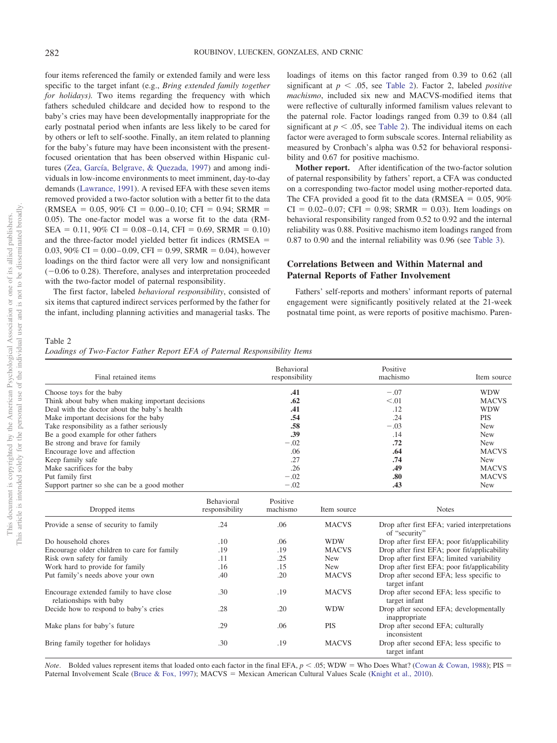four items referenced the family or extended family and were less specific to the target infant (e.g., *Bring extended family together for holidays).* Two items regarding the frequency with which fathers scheduled childcare and decided how to respond to the baby's cries may have been developmentally inappropriate for the early postnatal period when infants are less likely to be cared for by others or left to self-soothe. Finally, an item related to planning for the baby's future may have been inconsistent with the present-focused orientation that has been observed within Hispanic cultures (Zea, García, Belgrave, & Quezada, 1997) and among individuals in low-income environments to meet imminent, day-to-day demands (Lawrance, 1991). A revised EFA with these seven items removed provided a two-factor solution with a better fit to the data (RMSEA = 0.05, 90% CI = 0.00–0.10; CFI = 0.94; SRMR = 0.05). The one-factor model was a worse fit to the data (RMSEA = 0.11, 90% CI = 0.08–0.14, CFI = 0.69, SRMR = 0.10) and the three-factor model yielded better fit indices (RMSEA = 0.03, 90% CI = 0.00–0.09, CFI = 0.99, SRMR = 0.04), however loadings on the third factor were all very low and nonsignificant (−0.06 to 0.28). Therefore, analyses and interpretation proceeded with the two-factor model of paternal responsibility.

The first factor, labeled *behavioral responsibility*, consisted of six items that captured indirect services performed by the father for the infant, including planning activities and managerial tasks. The loadings of items on this factor ranged from 0.39 to 0.62 (all significant at $p < .05$, see Table 2). Factor 2, labeled *positive machismo*, included six new and MACVS-modified items that were reflective of culturally informed familism values relevant to the paternal role. Factor loadings ranged from 0.39 to 0.84 (all significant at $p < .05$, see Table 2). The individual items on each factor were averaged to form subscale scores. Internal reliability as measured by Cronbach's alpha was 0.52 for behavioral responsibility and 0.67 for positive machismo.

**Mother report.** After identification of the two-factor solution of paternal responsibility by fathers' report, a CFA was conducted on a corresponding two-factor model using mother-reported data. The CFA provided a good fit to the data (RMSEA = 0.05, 90% CI = 0.02–0.07; CFI = 0.98; SRMR = 0.03). Item loadings on behavioral responsibility ranged from 0.52 to 0.92 and the internal reliability was 0.88. Positive machismo item loadings ranged from 0.87 to 0.90 and the internal reliability was 0.96 (see Table 3).

## Correlations Between and Within Maternal and Paternal Reports of Father Involvement

Fathers' self-reports and mothers' informant reports of paternal engagement were significantly positively related at the 21-week postnatal time point, as were reports of positive machismo. Paren-

Table 2

*Loadings of Two-Factor Father Report EFA of Paternal Responsibility Items*

| Final retained items | Behavioral responsibility | Positive machismo | Item source |
|---|---|---|---|
| Choose toys for the baby | **.41** | −.07 | WDW |
| Think about baby when making important decisions | **.62** | <.01 | MACVS |
| Deal with the doctor about the baby's health | **.41** | .12 | WDW |
| Make important decisions for the baby | **.54** | .24 | PIS |
| Take responsibility as a father seriously | **.58** | −.03 | New |
| Be a good example for other fathers | **.39** | .14 | New |
| Be strong and brave for family | −.02 | **.72** | New |
| Encourage love and affection | .06 | **.64** | MACVS |
| Keep family safe | .27 | **.74** | New |
| Make sacrifices for the baby | .26 | **.49** | MACVS |
| Put family first | −.02 | **.80** | MACVS |
| Support partner so she can be a good mother | −.02 | **.43** | New |

| Dropped items | Behavioral responsibility | Positive machismo | Item source | Notes |
|---|---|---|---|---|
| Provide a sense of security to family | .24 | .06 | MACVS | Drop after first EFA; varied interpretations of "security" |
| Do household chores | .10 | .06 | WDW | Drop after first EFA; poor fit/applicability |
| Encourage older children to care for family | .19 | .19 | MACVS | Drop after first EFA; poor fit/applicability |
| Risk own safety for family | .11 | .25 | New | Drop after first EFA; limited variability |
| Work hard to provide for family | .16 | .15 | New | Drop after first EFA; poor fit/applicability |
| Put family's needs above your own | .40 | .20 | MACVS | Drop after second EFA; less specific to target infant |
| Encourage extended family to have close relationships with baby | .30 | .19 | MACVS | Drop after second EFA; less specific to target infant |
| Decide how to respond to baby's cries | .28 | .20 | WDW | Drop after second EFA; developmentally inappropriate |
| Make plans for baby's future | .29 | .06 | PIS | Drop after second EFA; culturally inconsistent |
| Bring family together for holidays | .30 | .19 | MACVS | Drop after second EFA; less specific to target infant |

*Note*. Bolded values represent items that loaded onto each factor in the final EFA, $p < .05$; WDW = Who Does What? (Cowan & Cowan, 1988); PIS = Paternal Involvement Scale (Bruce & Fox, 1997); MACVS = Mexican American Cultural Values Scale (Knight et al., 2010).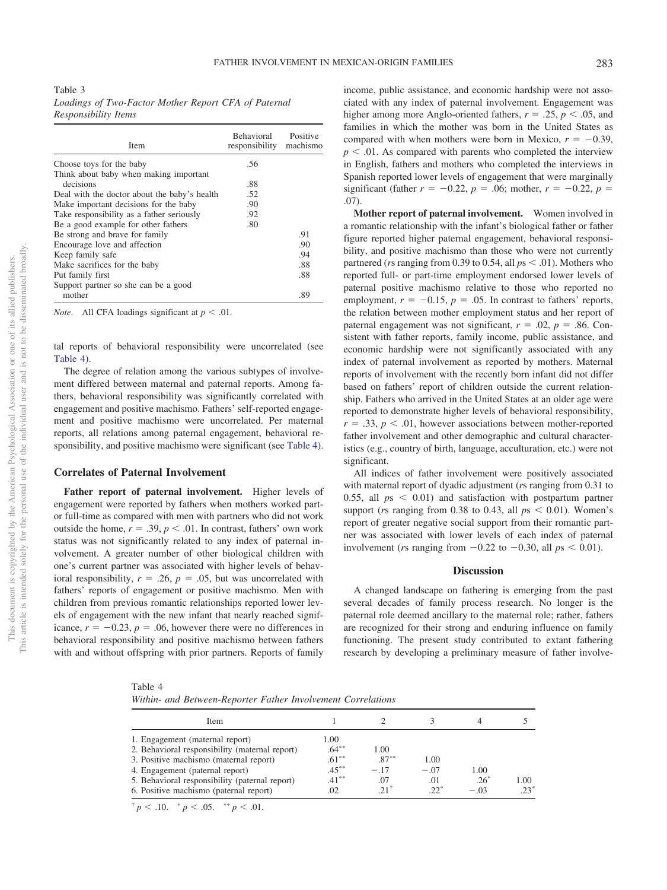Table 3
*Loadings of Two-Factor Mother Report CFA of Paternal Responsibility Items*

| Item | Behavioral responsibility | Positive machismo |
|---|---|---|
| Choose toys for the baby | .56 | |
| Think about baby when making important decisions | .88 | |
| Deal with the doctor about the baby's health | .52 | |
| Make important decisions for the baby | .90 | |
| Take responsibility as a father seriously | .92 | |
| Be a good example for other fathers | .80 | |
| Be strong and brave for family | | .91 |
| Encourage love and affection | | .90 |
| Keep family safe | | .94 |
| Make sacrifices for the baby | | .88 |
| Put family first | | .88 |
| Support partner so she can be a good mother | | .89 |

*Note*. All CFA loadings significant at $p < .01$.

tal reports of behavioral responsibility were uncorrelated (see Table 4).

The degree of relation among the various subtypes of involvement differed between maternal and paternal reports. Among fathers, behavioral responsibility was significantly correlated with engagement and positive machismo. Fathers' self-reported engagement and positive machismo were uncorrelated. Per maternal reports, all relations among paternal engagement, behavioral responsibility, and positive machismo were significant (see Table 4).

## Correlates of Paternal Involvement

**Father report of paternal involvement.** Higher levels of engagement were reported by fathers when mothers worked part- or full-time as compared with men with partners who did not work outside the home, $r = .39$, $p < .01$. In contrast, fathers' own work status was not significantly related to any index of paternal involvement. A greater number of other biological children with one's current partner was associated with higher levels of behavioral responsibility, $r = .26$, $p = .05$, but was uncorrelated with fathers' reports of engagement or positive machismo. Men with children from previous romantic relationships reported lower levels of engagement with the new infant that nearly reached significance, $r = -0.23$, $p = .06$, however there were no differences in behavioral responsibility and positive machismo between fathers with and without offspring with prior partners. Reports of family income, public assistance, and economic hardship were not associated with any index of paternal involvement. Engagement was higher among more Anglo-oriented fathers, $r = .25$, $p < .05$, and families in which the mother was born in the United States as compared with when mothers were born in Mexico, $r = -0.39$, $p < .01$. As compared with parents who completed the interview in English, fathers and mothers who completed the interviews in Spanish reported lower levels of engagement that were marginally significant (father $r = -0.22$, $p = .06$; mother, $r = -0.22$, $p = .07$).

**Mother report of paternal involvement.** Women involved in a romantic relationship with the infant's biological father or father figure reported higher paternal engagement, behavioral responsibility, and positive machismo than those who were not currently partnered ($r$s ranging from 0.39 to 0.54, all $p$s $< .01$). Mothers who reported full- or part-time employment endorsed lower levels of paternal positive machismo relative to those who reported no employment, $r = -0.15$, $p = .05$. In contrast to fathers' reports, the relation between mother employment status and her report of paternal engagement was not significant, $r = .02$, $p = .86$. Consistent with father reports, family income, public assistance, and economic hardship were not significantly associated with any index of paternal involvement as reported by mothers. Maternal reports of involvement with the recently born infant did not differ based on fathers' report of children outside the current relationship. Fathers who arrived in the United States at an older age were reported to demonstrate higher levels of behavioral responsibility, $r = .33$, $p < .01$, however associations between mother-reported father involvement and other demographic and cultural characteristics (e.g., country of birth, language, acculturation, etc.) were not significant.

All indices of father involvement were positively associated with maternal report of dyadic adjustment ($r$s ranging from 0.31 to 0.55, all $p$s $< 0.01$) and satisfaction with postpartum partner support ($r$s ranging from 0.38 to 0.43, all $p$s $< 0.01$). Women's report of greater negative social support from their romantic partner was associated with lower levels of each index of paternal involvement ($r$s ranging from $-0.22$ to $-0.30$, all $p$s $< 0.01$).

## Discussion

A changed landscape on fathering is emerging from the past several decades of family process research. No longer is the paternal role deemed ancillary to the maternal role; rather, fathers are recognized for their strong and enduring influence on family functioning. The present study contributed to extant fathering research by developing a preliminary measure of father involve-

Table 4
*Within- and Between-Reporter Father Involvement Correlations*

| Item | 1 | 2 | 3 | 4 | 5 |
|---|---|---|---|---|---|
| 1. Engagement (maternal report) | 1.00 | | | | |
| 2. Behavioral responsibility (maternal report) | .64** | 1.00 | | | |
| 3. Positive machismo (maternal report) | .61** | .87** | 1.00 | | |
| 4. Engagement (paternal report) | .45** | −.17 | −.07 | 1.00 | |
| 5. Behavioral responsibility (paternal report) | .41** | .07 | .01 | .26* | 1.00 |
| 6. Positive machismo (paternal report) | .02 | .21† | .22* | −.03 | .23* |

† $p < .10$. * $p < .05$. ** $p < .01$.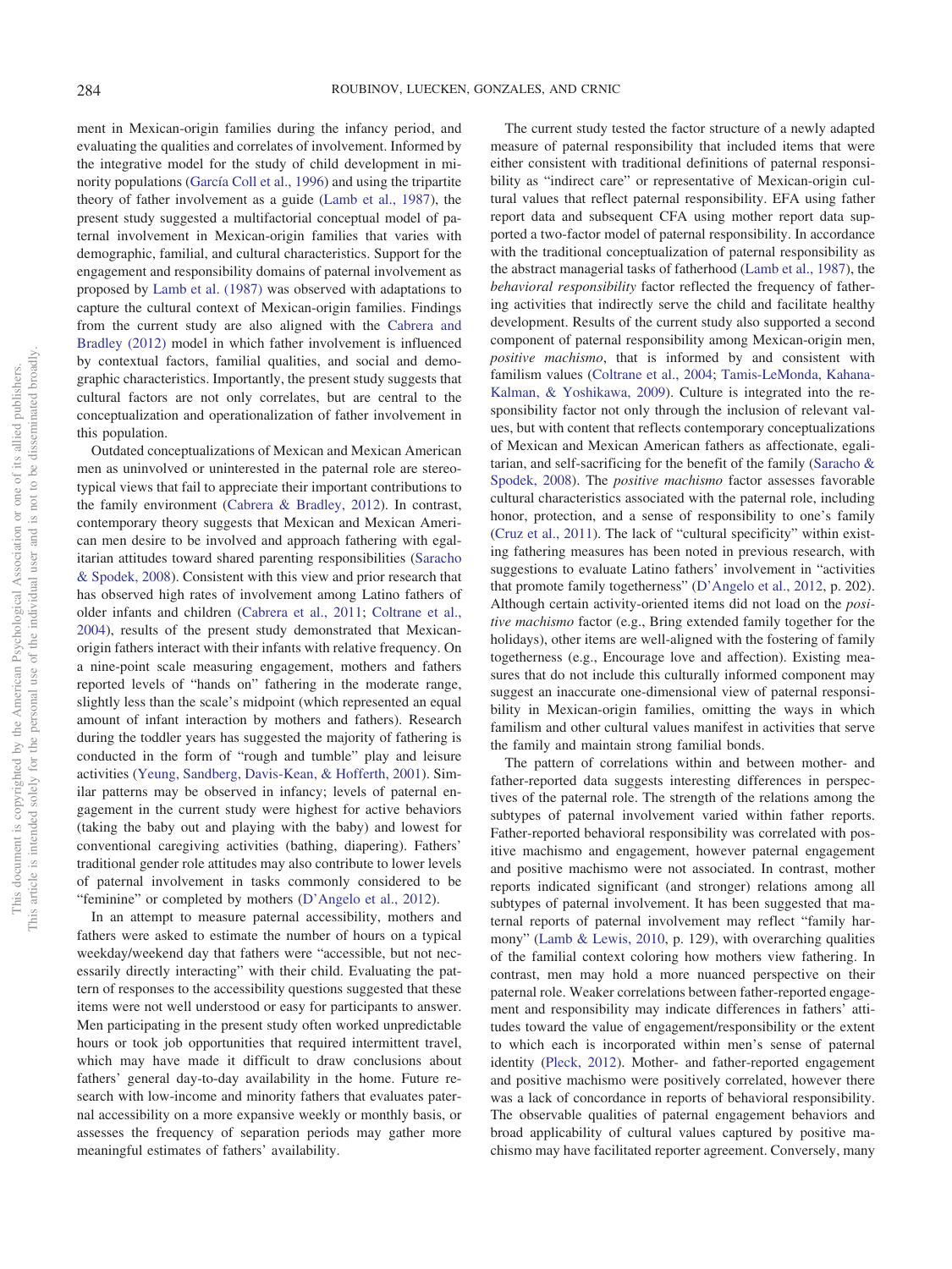ment in Mexican-origin families during the infancy period, and evaluating the qualities and correlates of involvement. Informed by the integrative model for the study of child development in minority populations (García Coll et al., 1996) and using the tripartite theory of father involvement as a guide (Lamb et al., 1987), the present study suggested a multifactorial conceptual model of paternal involvement in Mexican-origin families that varies with demographic, familial, and cultural characteristics. Support for the engagement and responsibility domains of paternal involvement as proposed by Lamb et al. (1987) was observed with adaptations to capture the cultural context of Mexican-origin families. Findings from the current study are also aligned with the Cabrera and Bradley (2012) model in which father involvement is influenced by contextual factors, familial qualities, and social and demographic characteristics. Importantly, the present study suggests that cultural factors are not only correlates, but are central to the conceptualization and operationalization of father involvement in this population.

Outdated conceptualizations of Mexican and Mexican American men as uninvolved or uninterested in the paternal role are stereotypical views that fail to appreciate their important contributions to the family environment (Cabrera & Bradley, 2012). In contrast, contemporary theory suggests that Mexican and Mexican American men desire to be involved and approach fathering with egalitarian attitudes toward shared parenting responsibilities (Saracho & Spodek, 2008). Consistent with this view and prior research that has observed high rates of involvement among Latino fathers of older infants and children (Cabrera et al., 2011; Coltrane et al., 2004), results of the present study demonstrated that Mexican-origin fathers interact with their infants with relative frequency. On a nine-point scale measuring engagement, mothers and fathers reported levels of "hands on" fathering in the moderate range, slightly less than the scale's midpoint (which represented an equal amount of infant interaction by mothers and fathers). Research during the toddler years has suggested the majority of fathering is conducted in the form of "rough and tumble" play and leisure activities (Yeung, Sandberg, Davis-Kean, & Hofferth, 2001). Similar patterns may be observed in infancy; levels of paternal engagement in the current study were highest for active behaviors (taking the baby out and playing with the baby) and lowest for conventional caregiving activities (bathing, diapering). Fathers' traditional gender role attitudes may also contribute to lower levels of paternal involvement in tasks commonly considered to be "feminine" or completed by mothers (D'Angelo et al., 2012).

In an attempt to measure paternal accessibility, mothers and fathers were asked to estimate the number of hours on a typical weekday/weekend day that fathers were "accessible, but not necessarily directly interacting" with their child. Evaluating the pattern of responses to the accessibility questions suggested that these items were not well understood or easy for participants to answer. Men participating in the present study often worked unpredictable hours or took job opportunities that required intermittent travel, which may have made it difficult to draw conclusions about fathers' general day-to-day availability in the home. Future research with low-income and minority fathers that evaluates paternal accessibility on a more expansive weekly or monthly basis, or assesses the frequency of separation periods may gather more meaningful estimates of fathers' availability.

The current study tested the factor structure of a newly adapted measure of paternal responsibility that included items that were either consistent with traditional definitions of paternal responsibility as "indirect care" or representative of Mexican-origin cultural values that reflect paternal responsibility. EFA using father report data and subsequent CFA using mother report data supported a two-factor model of paternal responsibility. In accordance with the traditional conceptualization of paternal responsibility as the abstract managerial tasks of fatherhood (Lamb et al., 1987), the *behavioral responsibility* factor reflected the frequency of fathering activities that indirectly serve the child and facilitate healthy development. Results of the current study also supported a second component of paternal responsibility among Mexican-origin men, *positive machismo*, that is informed by and consistent with familism values (Coltrane et al., 2004; Tamis-LeMonda, Kahana-Kalman, & Yoshikawa, 2009). Culture is integrated into the responsibility factor not only through the inclusion of relevant values, but with content that reflects contemporary conceptualizations of Mexican and Mexican American fathers as affectionate, egalitarian, and self-sacrificing for the benefit of the family (Saracho & Spodek, 2008). The *positive machismo* factor assesses favorable cultural characteristics associated with the paternal role, including honor, protection, and a sense of responsibility to one's family (Cruz et al., 2011). The lack of "cultural specificity" within existing fathering measures has been noted in previous research, with suggestions to evaluate Latino fathers' involvement in "activities that promote family togetherness" (D'Angelo et al., 2012, p. 202). Although certain activity-oriented items did not load on the *positive machismo* factor (e.g., Bring extended family together for the holidays), other items are well-aligned with the fostering of family togetherness (e.g., Encourage love and affection). Existing measures that do not include this culturally informed component may suggest an inaccurate one-dimensional view of paternal responsibility in Mexican-origin families, omitting the ways in which familism and other cultural values manifest in activities that serve the family and maintain strong familial bonds.

The pattern of correlations within and between mother- and father-reported data suggests interesting differences in perspectives of the paternal role. The strength of the relations among the subtypes of paternal involvement varied within father reports. Father-reported behavioral responsibility was correlated with positive machismo and engagement, however paternal engagement and positive machismo were not associated. In contrast, mother reports indicated significant (and stronger) relations among all subtypes of paternal involvement. It has been suggested that maternal reports of paternal involvement may reflect "family harmony" (Lamb & Lewis, 2010, p. 129), with overarching qualities of the familial context coloring how mothers view fathering. In contrast, men may hold a more nuanced perspective on their paternal role. Weaker correlations between father-reported engagement and responsibility may indicate differences in fathers' attitudes toward the value of engagement/responsibility or the extent to which each is incorporated within men's sense of paternal identity (Pleck, 2012). Mother- and father-reported engagement and positive machismo were positively correlated, however there was a lack of concordance in reports of behavioral responsibility. The observable qualities of paternal engagement behaviors and broad applicability of cultural values captured by positive machismo may have facilitated reporter agreement. Conversely, many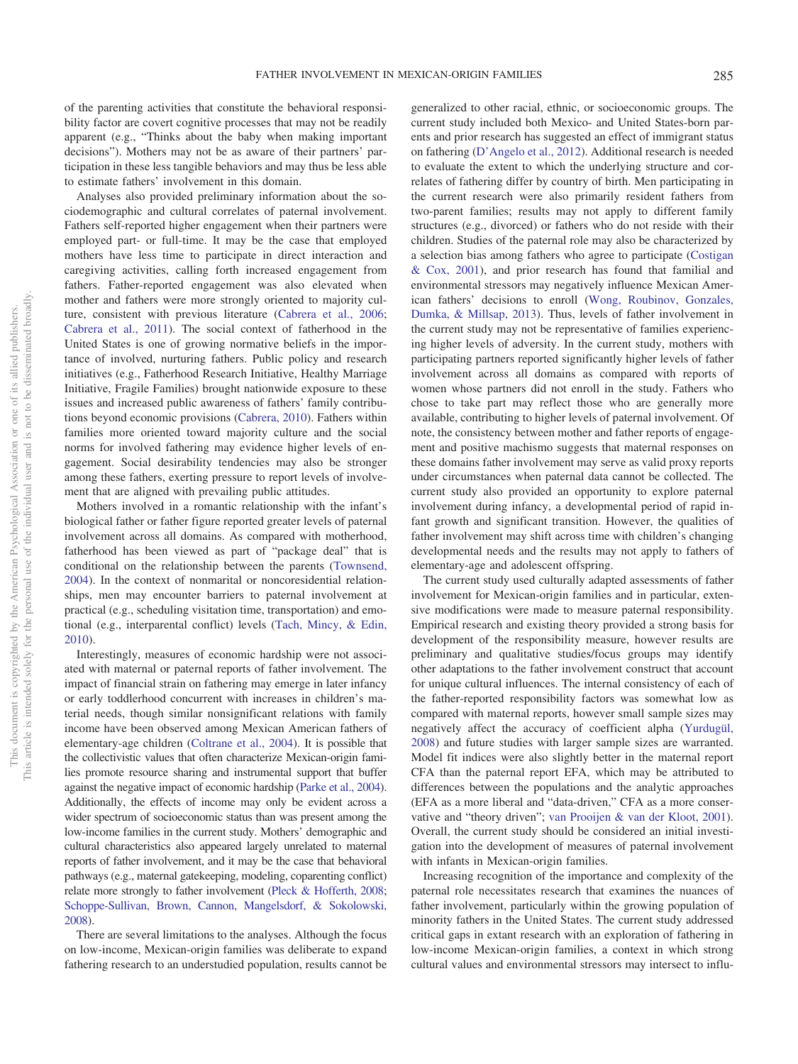of the parenting activities that constitute the behavioral responsibility factor are covert cognitive processes that may not be readily apparent (e.g., "Thinks about the baby when making important decisions"). Mothers may not be as aware of their partners' participation in these less tangible behaviors and may thus be less able to estimate fathers' involvement in this domain.

Analyses also provided preliminary information about the sociodemographic and cultural correlates of paternal involvement. Fathers self-reported higher engagement when their partners were employed part- or full-time. It may be the case that employed mothers have less time to participate in direct interaction and caregiving activities, calling forth increased engagement from fathers. Father-reported engagement was also elevated when mother and fathers were more strongly oriented to majority culture, consistent with previous literature (Cabrera et al., 2006; Cabrera et al., 2011). The social context of fatherhood in the United States is one of growing normative beliefs in the importance of involved, nurturing fathers. Public policy and research initiatives (e.g., Fatherhood Research Initiative, Healthy Marriage Initiative, Fragile Families) brought nationwide exposure to these issues and increased public awareness of fathers' family contributions beyond economic provisions (Cabrera, 2010). Fathers within families more oriented toward majority culture and the social norms for involved fathering may evidence higher levels of engagement. Social desirability tendencies may also be stronger among these fathers, exerting pressure to report levels of involvement that are aligned with prevailing public attitudes.

Mothers involved in a romantic relationship with the infant's biological father or father figure reported greater levels of paternal involvement across all domains. As compared with motherhood, fatherhood has been viewed as part of "package deal" that is conditional on the relationship between the parents (Townsend, 2004). In the context of nonmarital or noncoresidential relationships, men may encounter barriers to paternal involvement at practical (e.g., scheduling visitation time, transportation) and emotional (e.g., interparental conflict) levels (Tach, Mincy, & Edin, 2010).

Interestingly, measures of economic hardship were not associated with maternal or paternal reports of father involvement. The impact of financial strain on fathering may emerge in later infancy or early toddlerhood concurrent with increases in children's material needs, though similar nonsignificant relations with family income have been observed among Mexican American fathers of elementary-age children (Coltrane et al., 2004). It is possible that the collectivistic values that often characterize Mexican-origin families promote resource sharing and instrumental support that buffer against the negative impact of economic hardship (Parke et al., 2004). Additionally, the effects of income may only be evident across a wider spectrum of socioeconomic status than was present among the low-income families in the current study. Mothers' demographic and cultural characteristics also appeared largely unrelated to maternal reports of father involvement, and it may be the case that behavioral pathways (e.g., maternal gatekeeping, modeling, coparenting conflict) relate more strongly to father involvement (Pleck & Hofferth, 2008; Schoppe-Sullivan, Brown, Cannon, Mangelsdorf, & Sokolowski, 2008).

There are several limitations to the analyses. Although the focus on low-income, Mexican-origin families was deliberate to expand fathering research to an understudied population, results cannot be generalized to other racial, ethnic, or socioeconomic groups. The current study included both Mexico- and United States-born parents and prior research has suggested an effect of immigrant status on fathering (D'Angelo et al., 2012). Additional research is needed to evaluate the extent to which the underlying structure and correlates of fathering differ by country of birth. Men participating in the current research were also primarily resident fathers from two-parent families; results may not apply to different family structures (e.g., divorced) or fathers who do not reside with their children. Studies of the paternal role may also be characterized by a selection bias among fathers who agree to participate (Costigan & Cox, 2001), and prior research has found that familial and environmental stressors may negatively influence Mexican American fathers' decisions to enroll (Wong, Roubinov, Gonzales, Dumka, & Millsap, 2013). Thus, levels of father involvement in the current study may not be representative of families experiencing higher levels of adversity. In the current study, mothers with participating partners reported significantly higher levels of father involvement across all domains as compared with reports of women whose partners did not enroll in the study. Fathers who chose to take part may reflect those who are generally more available, contributing to higher levels of paternal involvement. Of note, the consistency between mother and father reports of engagement and positive machismo suggests that maternal responses on these domains father involvement may serve as valid proxy reports under circumstances when paternal data cannot be collected. The current study also provided an opportunity to explore paternal involvement during infancy, a developmental period of rapid infant growth and significant transition. However, the qualities of father involvement may shift across time with children's changing developmental needs and the results may not apply to fathers of elementary-age and adolescent offspring.

The current study used culturally adapted assessments of father involvement for Mexican-origin families and in particular, extensive modifications were made to measure paternal responsibility. Empirical research and existing theory provided a strong basis for development of the responsibility measure, however results are preliminary and qualitative studies/focus groups may identify other adaptations to the father involvement construct that account for unique cultural influences. The internal consistency of each of the father-reported responsibility factors was somewhat low as compared with maternal reports, however small sample sizes may negatively affect the accuracy of coefficient alpha (Yurdugül, 2008) and future studies with larger sample sizes are warranted. Model fit indices were also slightly better in the maternal report CFA than the paternal report EFA, which may be attributed to differences between the populations and the analytic approaches (EFA as a more liberal and "data-driven," CFA as a more conservative and "theory driven"; van Prooijen & van der Kloot, 2001). Overall, the current study should be considered an initial investigation into the development of measures of paternal involvement with infants in Mexican-origin families.

Increasing recognition of the importance and complexity of the paternal role necessitates research that examines the nuances of father involvement, particularly within the growing population of minority fathers in the United States. The current study addressed critical gaps in extant research with an exploration of fathering in low-income Mexican-origin families, a context in which strong cultural values and environmental stressors may intersect to influ-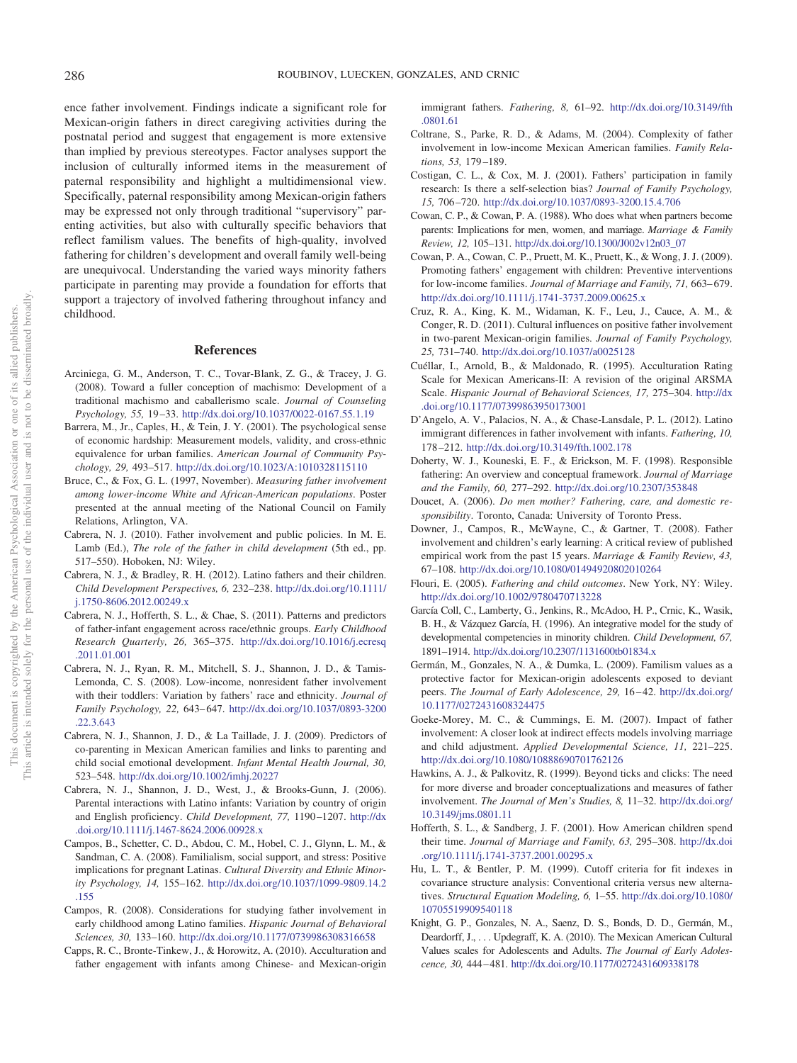ence father involvement. Findings indicate a significant role for Mexican-origin fathers in direct caregiving activities during the postnatal period and suggest that engagement is more extensive than implied by previous stereotypes. Factor analyses support the inclusion of culturally informed items in the measurement of paternal responsibility and highlight a multidimensional view. Specifically, paternal responsibility among Mexican-origin fathers may be expressed not only through traditional "supervisory" parenting activities, but also with culturally specific behaviors that reflect familism values. The benefits of high-quality, involved fathering for children's development and overall family well-being are unequivocal. Understanding the varied ways minority fathers participate in parenting may provide a foundation for efforts that support a trajectory of involved fathering throughout infancy and childhood.

## References

Arciniega, G. M., Anderson, T. C., Tovar-Blank, Z. G., & Tracey, J. G. (2008). Toward a fuller conception of machismo: Development of a traditional machismo and caballerismo scale. *Journal of Counseling Psychology, 55,* 19–33. http://dx.doi.org/10.1037/0022-0167.55.1.19

Barrera, M., Jr., Caples, H., & Tein, J. Y. (2001). The psychological sense of economic hardship: Measurement models, validity, and cross-ethnic equivalence for urban families. *American Journal of Community Psychology, 29,* 493–517. http://dx.doi.org/10.1023/A:1010328115110

Bruce, C., & Fox, G. L. (1997, November). *Measuring father involvement among lower-income White and African-American populations*. Poster presented at the annual meeting of the National Council on Family Relations, Arlington, VA.

Cabrera, N. J. (2010). Father involvement and public policies. In M. E. Lamb (Ed.), *The role of the father in child development* (5th ed., pp. 517–550). Hoboken, NJ: Wiley.

Cabrera, N. J., & Bradley, R. H. (2012). Latino fathers and their children. *Child Development Perspectives, 6,* 232–238. http://dx.doi.org/10.1111/j.1750-8606.2012.00249.x

Cabrera, N. J., Hofferth, S. L., & Chae, S. (2011). Patterns and predictors of father-infant engagement across race/ethnic groups. *Early Childhood Research Quarterly, 26,* 365–375. http://dx.doi.org/10.1016/j.ecresq.2011.01.001

Cabrera, N. J., Ryan, R. M., Mitchell, S. J., Shannon, J. D., & Tamis-Lemonda, C. S. (2008). Low-income, nonresident father involvement with their toddlers: Variation by fathers' race and ethnicity. *Journal of Family Psychology, 22,* 643–647. http://dx.doi.org/10.1037/0893-3200.22.3.643

Cabrera, N. J., Shannon, J. D., & La Taillade, J. J. (2009). Predictors of co-parenting in Mexican American families and links to parenting and child social emotional development. *Infant Mental Health Journal, 30,* 523–548. http://dx.doi.org/10.1002/imhj.20227

Cabrera, N. J., Shannon, J. D., West, J., & Brooks-Gunn, J. (2006). Parental interactions with Latino infants: Variation by country of origin and English proficiency. *Child Development, 77,* 1190–1207. http://dx.doi.org/10.1111/j.1467-8624.2006.00928.x

Campos, B., Schetter, C. D., Abdou, C. M., Hobel, C. J., Glynn, L. M., & Sandman, C. A. (2008). Familialism, social support, and stress: Positive implications for pregnant Latinas. *Cultural Diversity and Ethnic Minority Psychology, 14,* 155–162. http://dx.doi.org/10.1037/1099-9809.14.2.155

Campos, R. (2008). Considerations for studying father involvement in early childhood among Latino families. *Hispanic Journal of Behavioral Sciences, 30,* 133–160. http://dx.doi.org/10.1177/0739986308316658

Capps, R. C., Bronte-Tinkew, J., & Horowitz, A. (2010). Acculturation and father engagement with infants among Chinese- and Mexican-origin immigrant fathers. *Fathering, 8,* 61–92. http://dx.doi.org/10.3149/fth.0801.61

Coltrane, S., Parke, R. D., & Adams, M. (2004). Complexity of father involvement in low-income Mexican American families. *Family Relations, 53,* 179–189.

Costigan, C. L., & Cox, M. J. (2001). Fathers' participation in family research: Is there a self-selection bias? *Journal of Family Psychology, 15,* 706–720. http://dx.doi.org/10.1037/0893-3200.15.4.706

Cowan, C. P., & Cowan, P. A. (1988). Who does what when partners become parents: Implications for men, women, and marriage. *Marriage & Family Review, 12,* 105–131. http://dx.doi.org/10.1300/J002v12n03_07

Cowan, P. A., Cowan, C. P., Pruett, M. K., Pruett, K., & Wong, J. J. (2009). Promoting fathers' engagement with children: Preventive interventions for low-income families. *Journal of Marriage and Family, 71,* 663–679. http://dx.doi.org/10.1111/j.1741-3737.2009.00625.x

Cruz, R. A., King, K. M., Widaman, K. F., Leu, J., Cauce, A. M., & Conger, R. D. (2011). Cultural influences on positive father involvement in two-parent Mexican-origin families. *Journal of Family Psychology, 25,* 731–740. http://dx.doi.org/10.1037/a0025128

Cuéllar, I., Arnold, B., & Maldonado, R. (1995). Acculturation Rating Scale for Mexican Americans-II: A revision of the original ARSMA Scale. *Hispanic Journal of Behavioral Sciences, 17,* 275–304. http://dx.doi.org/10.1177/07399863950173001

D'Angelo, A. V., Palacios, N. A., & Chase-Lansdale, P. L. (2012). Latino immigrant differences in father involvement with infants. *Fathering, 10,* 178–212. http://dx.doi.org/10.3149/fth.1002.178

Doherty, W. J., Kouneski, E. F., & Erickson, M. F. (1998). Responsible fathering: An overview and conceptual framework. *Journal of Marriage and the Family, 60,* 277–292. http://dx.doi.org/10.2307/353848

Doucet, A. (2006). *Do men mother? Fathering, care, and domestic responsibility*. Toronto, Canada: University of Toronto Press.

Downer, J., Campos, R., McWayne, C., & Gartner, T. (2008). Father involvement and children's early learning: A critical review of published empirical work from the past 15 years. *Marriage & Family Review, 43,* 67–108. http://dx.doi.org/10.1080/01494920802010264

Flouri, E. (2005). *Fathering and child outcomes*. New York, NY: Wiley. http://dx.doi.org/10.1002/9780470713228

García Coll, C., Lamberty, G., Jenkins, R., McAdoo, H. P., Crnic, K., Wasik, B. H., & Vázquez García, H. (1996). An integrative model for the study of developmental competencies in minority children. *Child Development, 67,* 1891–1914. http://dx.doi.org/10.2307/1131600tb01834.x

Germán, M., Gonzales, N. A., & Dumka, L. (2009). Familism values as a protective factor for Mexican-origin adolescents exposed to deviant peers. *The Journal of Early Adolescence, 29,* 16–42. http://dx.doi.org/10.1177/0272431608324475

Goeke-Morey, M. C., & Cummings, E. M. (2007). Impact of father involvement: A closer look at indirect effects models involving marriage and child adjustment. *Applied Developmental Science, 11,* 221–225. http://dx.doi.org/10.1080/10888690701762126

Hawkins, A. J., & Palkovitz, R. (1999). Beyond ticks and clicks: The need for more diverse and broader conceptualizations and measures of father involvement. *The Journal of Men's Studies, 8,* 11–32. http://dx.doi.org/10.3149/jms.0801.11

Hofferth, S. L., & Sandberg, J. F. (2001). How American children spend their time. *Journal of Marriage and Family, 63,* 295–308. http://dx.doi.org/10.1111/j.1741-3737.2001.00295.x

Hu, L. T., & Bentler, P. M. (1999). Cutoff criteria for fit indexes in covariance structure analysis: Conventional criteria versus new alternatives. *Structural Equation Modeling, 6,* 1–55. http://dx.doi.org/10.1080/10705519909540118

Knight, G. P., Gonzales, N. A., Saenz, D. S., Bonds, D. D., Germán, M., Deardorff, J., . . . Updegraff, K. A. (2010). The Mexican American Cultural Values scales for Adolescents and Adults. *The Journal of Early Adolescence, 30,* 444–481. http://dx.doi.org/10.1177/0272431609338178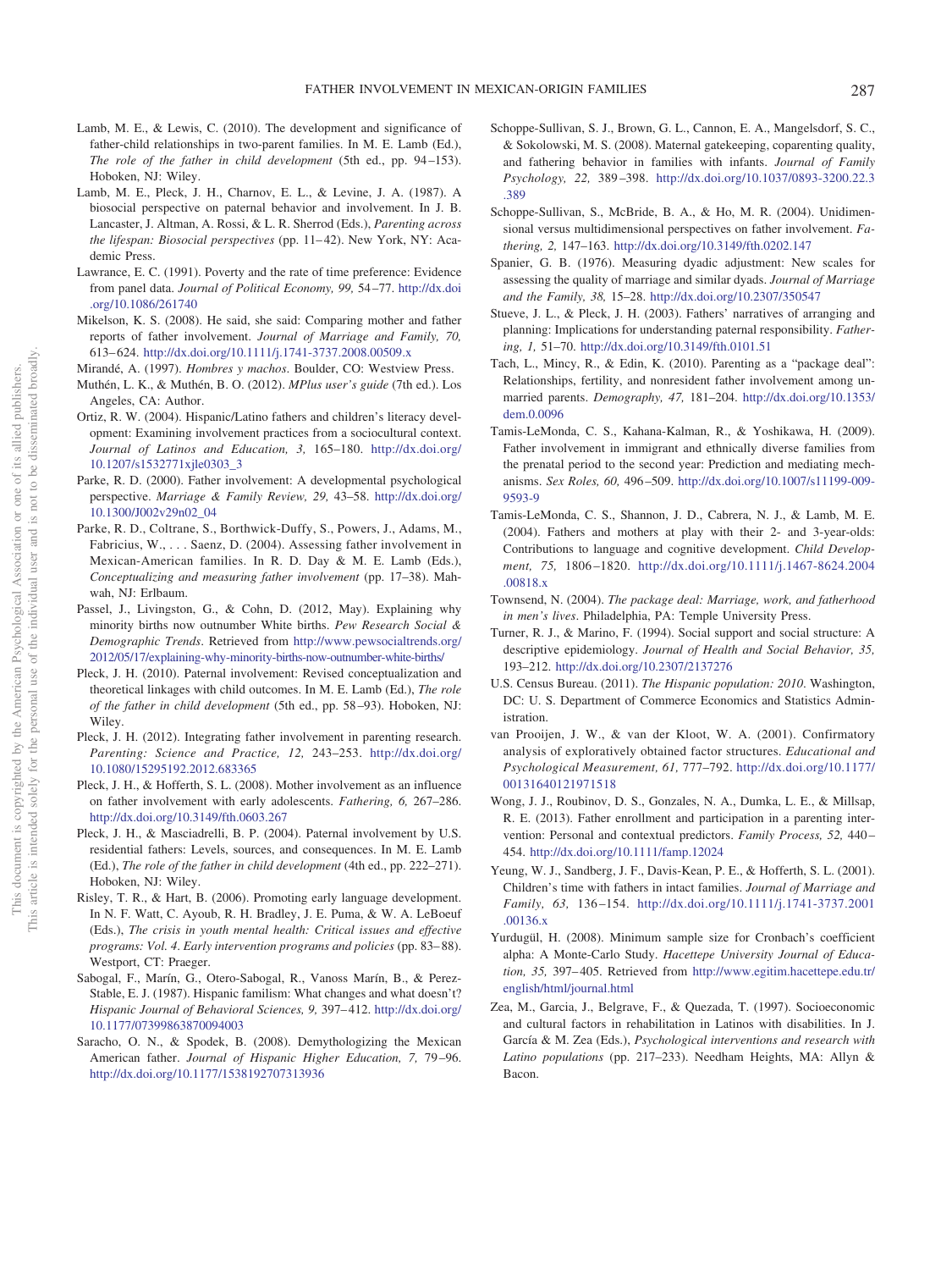Lamb, M. E., & Lewis, C. (2010). The development and significance of father-child relationships in two-parent families. In M. E. Lamb (Ed.), *The role of the father in child development* (5th ed., pp. 94–153). Hoboken, NJ: Wiley.

Lamb, M. E., Pleck, J. H., Charnov, E. L., & Levine, J. A. (1987). A biosocial perspective on paternal behavior and involvement. In J. B. Lancaster, J. Altman, A. Rossi, & L. R. Sherrod (Eds.), *Parenting across the lifespan: Biosocial perspectives* (pp. 11–42). New York, NY: Academic Press.

Lawrance, E. C. (1991). Poverty and the rate of time preference: Evidence from panel data. *Journal of Political Economy, 99,* 54–77. http://dx.doi.org/10.1086/261740

Mikelson, K. S. (2008). He said, she said: Comparing mother and father reports of father involvement. *Journal of Marriage and Family, 70,* 613–624. http://dx.doi.org/10.1111/j.1741-3737.2008.00509.x

Mirandé, A. (1997). *Hombres y machos*. Boulder, CO: Westview Press.

Muthén, L. K., & Muthén, B. O. (2012). *MPlus user's guide* (7th ed.). Los Angeles, CA: Author.

Ortiz, R. W. (2004). Hispanic/Latino fathers and children's literacy development: Examining involvement practices from a sociocultural context. *Journal of Latinos and Education, 3,* 165–180. http://dx.doi.org/10.1207/s1532771xjle0303_3

Parke, R. D. (2000). Father involvement: A developmental psychological perspective. *Marriage & Family Review, 29,* 43–58. http://dx.doi.org/10.1300/J002v29n02_04

Parke, R. D., Coltrane, S., Borthwick-Duffy, S., Powers, J., Adams, M., Fabricius, W., . . . Saenz, D. (2004). Assessing father involvement in Mexican-American families. In R. D. Day & M. E. Lamb (Eds.), *Conceptualizing and measuring father involvement* (pp. 17–38). Mahwah, NJ: Erlbaum.

Passel, J., Livingston, G., & Cohn, D. (2012, May). Explaining why minority births now outnumber White births. *Pew Research Social & Demographic Trends*. Retrieved from http://www.pewsocialtrends.org/2012/05/17/explaining-why-minority-births-now-outnumber-white-births/

Pleck, J. H. (2010). Paternal involvement: Revised conceptualization and theoretical linkages with child outcomes. In M. E. Lamb (Ed.), *The role of the father in child development* (5th ed., pp. 58–93). Hoboken, NJ: Wiley.

Pleck, J. H. (2012). Integrating father involvement in parenting research. *Parenting: Science and Practice, 12,* 243–253. http://dx.doi.org/10.1080/15295192.2012.683365

Pleck, J. H., & Hofferth, S. L. (2008). Mother involvement as an influence on father involvement with early adolescents. *Fathering, 6,* 267–286. http://dx.doi.org/10.3149/fth.0603.267

Pleck, J. H., & Masciadrelli, B. P. (2004). Paternal involvement by U.S. residential fathers: Levels, sources, and consequences. In M. E. Lamb (Ed.), *The role of the father in child development* (4th ed., pp. 222–271). Hoboken, NJ: Wiley.

Risley, T. R., & Hart, B. (2006). Promoting early language development. In N. F. Watt, C. Ayoub, R. H. Bradley, J. E. Puma, & W. A. LeBoeuf (Eds.), *The crisis in youth mental health: Critical issues and effective programs: Vol. 4. Early intervention programs and policies* (pp. 83–88). Westport, CT: Praeger.

Sabogal, F., Marín, G., Otero-Sabogal, R., Vanoss Marín, B., & Perez-Stable, E. J. (1987). Hispanic familism: What changes and what doesn't? *Hispanic Journal of Behavioral Sciences, 9,* 397–412. http://dx.doi.org/10.1177/07399863870094003

Saracho, O. N., & Spodek, B. (2008). Demythologizing the Mexican American father. *Journal of Hispanic Higher Education, 7,* 79–96. http://dx.doi.org/10.1177/1538192707313936

Schoppe-Sullivan, S. J., Brown, G. L., Cannon, E. A., Mangelsdorf, S. C., & Sokolowski, M. S. (2008). Maternal gatekeeping, coparenting quality, and fathering behavior in families with infants. *Journal of Family Psychology, 22,* 389–398. http://dx.doi.org/10.1037/0893-3200.22.3.389

Schoppe-Sullivan, S., McBride, B. A., & Ho, M. R. (2004). Unidimensional versus multidimensional perspectives on father involvement. *Fathering, 2,* 147–163. http://dx.doi.org/10.3149/fth.0202.147

Spanier, G. B. (1976). Measuring dyadic adjustment: New scales for assessing the quality of marriage and similar dyads. *Journal of Marriage and the Family, 38,* 15–28. http://dx.doi.org/10.2307/350547

Stueve, J. L., & Pleck, J. H. (2003). Fathers' narratives of arranging and planning: Implications for understanding paternal responsibility. *Fathering, 1,* 51–70. http://dx.doi.org/10.3149/fth.0101.51

Tach, L., Mincy, R., & Edin, K. (2010). Parenting as a "package deal": Relationships, fertility, and nonresident father involvement among unmarried parents. *Demography, 47,* 181–204. http://dx.doi.org/10.1353/dem.0.0096

Tamis-LeMonda, C. S., Kahana-Kalman, R., & Yoshikawa, H. (2009). Father involvement in immigrant and ethnically diverse families from the prenatal period to the second year: Prediction and mediating mechanisms. *Sex Roles, 60,* 496–509. http://dx.doi.org/10.1007/s11199-009-9593-9

Tamis-LeMonda, C. S., Shannon, J. D., Cabrera, N. J., & Lamb, M. E. (2004). Fathers and mothers at play with their 2- and 3-year-olds: Contributions to language and cognitive development. *Child Development, 75,* 1806–1820. http://dx.doi.org/10.1111/j.1467-8624.2004.00818.x

Townsend, N. (2004). *The package deal: Marriage, work, and fatherhood in men's lives*. Philadelphia, PA: Temple University Press.

Turner, R. J., & Marino, F. (1994). Social support and social structure: A descriptive epidemiology. *Journal of Health and Social Behavior, 35,* 193–212. http://dx.doi.org/10.2307/2137276

U.S. Census Bureau. (2011). *The Hispanic population: 2010*. Washington, DC: U. S. Department of Commerce Economics and Statistics Administration.

van Prooijen, J. W., & van der Kloot, W. A. (2001). Confirmatory analysis of exploratively obtained factor structures. *Educational and Psychological Measurement, 61,* 777–792. http://dx.doi.org/10.1177/00131640121971518

Wong, J. J., Roubinov, D. S., Gonzales, N. A., Dumka, L. E., & Millsap, R. E. (2013). Father enrollment and participation in a parenting intervention: Personal and contextual predictors. *Family Process, 52,* 440–454. http://dx.doi.org/10.1111/famp.12024

Yeung, W. J., Sandberg, J. F., Davis-Kean, P. E., & Hofferth, S. L. (2001). Children's time with fathers in intact families. *Journal of Marriage and Family, 63,* 136–154. http://dx.doi.org/10.1111/j.1741-3737.2001.00136.x

Yurdugül, H. (2008). Minimum sample size for Cronbach's coefficient alpha: A Monte-Carlo Study. *Hacettepe University Journal of Education, 35,* 397–405. Retrieved from http://www.egitim.hacettepe.edu.tr/english/html/journal.html

Zea, M., Garcia, J., Belgrave, F., & Quezada, T. (1997). Socioeconomic and cultural factors in rehabilitation in Latinos with disabilities. In J. García & M. Zea (Eds.), *Psychological interventions and research with Latino populations* (pp. 217–233). Needham Heights, MA: Allyn & Bacon.